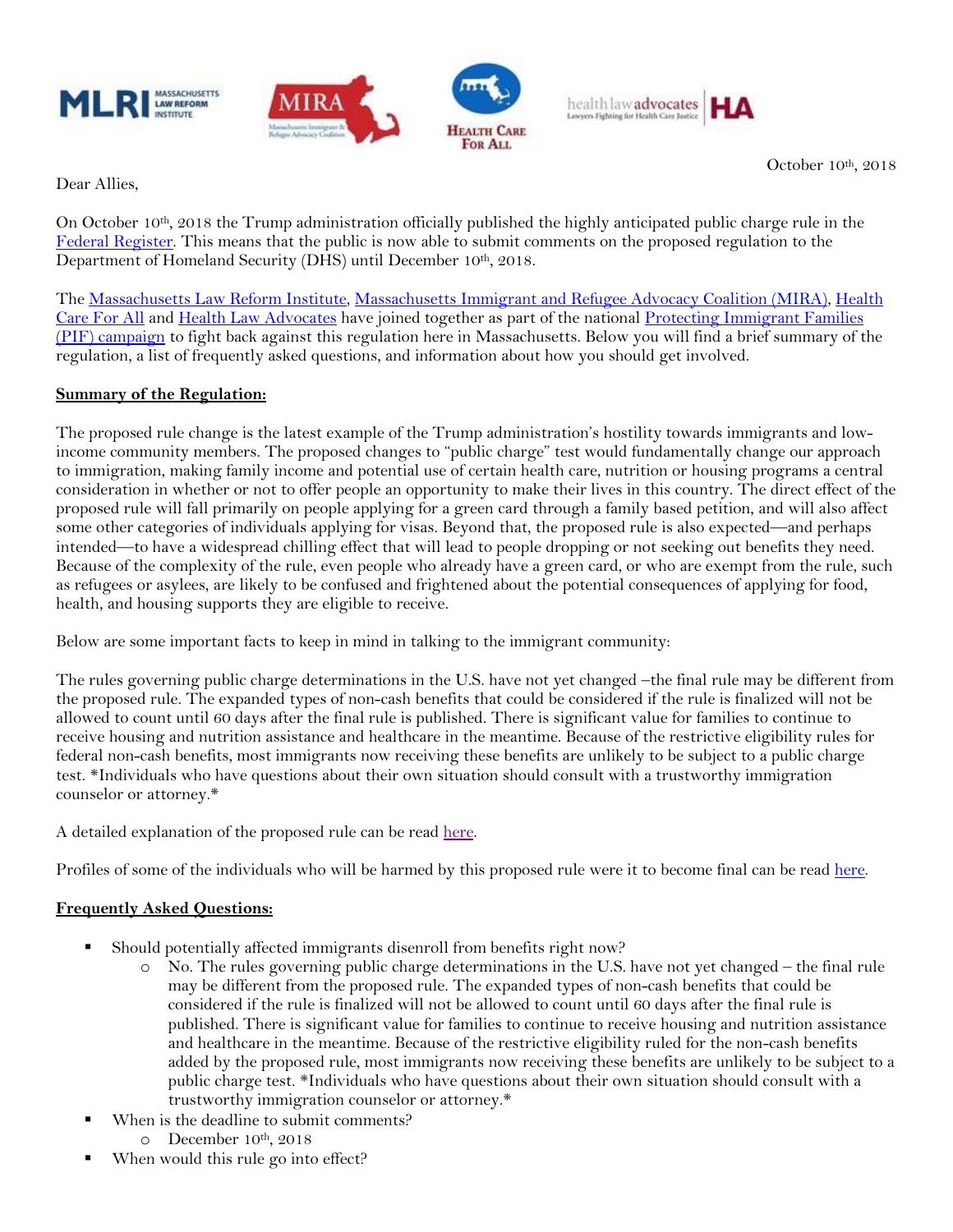October 10th, 2018

Dear Allies,

On October 10th, 2018 the Trump administration officially published the highly anticipated public charge rule in the Federal Register. This means that the public is now able to submit comments on the proposed regulation to the Department of Homeland Security (DHS) until December 10th, 2018.

The Massachusetts Law Reform Institute, Massachusetts Immigrant and Refugee Advocacy Coalition (MIRA), Health Care For All and Health Law Advocates have joined together as part of the national Protecting Immigrant Families (PIF) campaign to fight back against this regulation here in Massachusetts. Below you will find a brief summary of the regulation, a list of frequently asked questions, and information about how you should get involved.

**Summary of the Regulation:**

The proposed rule change is the latest example of the Trump administration's hostility towards immigrants and low-income community members. The proposed changes to "public charge" test would fundamentally change our approach to immigration, making family income and potential use of certain health care, nutrition or housing programs a central consideration in whether or not to offer people an opportunity to make their lives in this country. The direct effect of the proposed rule will fall primarily on people applying for a green card through a family based petition, and will also affect some other categories of individuals applying for visas. Beyond that, the proposed rule is also expected—and perhaps intended—to have a widespread chilling effect that will lead to people dropping or not seeking out benefits they need. Because of the complexity of the rule, even people who already have a green card, or who are exempt from the rule, such as refugees or asylees, are likely to be confused and frightened about the potential consequences of applying for food, health, and housing supports they are eligible to receive.

Below are some important facts to keep in mind in talking to the immigrant community:

The rules governing public charge determinations in the U.S. have not yet changed –the final rule may be different from the proposed rule. The expanded types of non-cash benefits that could be considered if the rule is finalized will not be allowed to count until 60 days after the final rule is published. There is significant value for families to continue to receive housing and nutrition assistance and healthcare in the meantime. Because of the restrictive eligibility rules for federal non-cash benefits, most immigrants now receiving these benefits are unlikely to be subject to a public charge test. *Individuals who have questions about their own situation should consult with a trustworthy immigration counselor or attorney.*

A detailed explanation of the proposed rule can be read here.

Profiles of some of the individuals who will be harmed by this proposed rule were it to become final can be read here.

**Frequently Asked Questions:**

- Should potentially affected immigrants disenroll from benefits right now?
  - No. The rules governing public charge determinations in the U.S. have not yet changed – the final rule may be different from the proposed rule. The expanded types of non-cash benefits that could be considered if the rule is finalized will not be allowed to count until 60 days after the final rule is published. There is significant value for families to continue to receive housing and nutrition assistance and healthcare in the meantime. Because of the restrictive eligibility ruled for the non-cash benefits added by the proposed rule, most immigrants now receiving these benefits are unlikely to be subject to a public charge test. *Individuals who have questions about their own situation should consult with a trustworthy immigration counselor or attorney.*
- When is the deadline to submit comments?
  - December 10th, 2018
- When would this rule go into effect?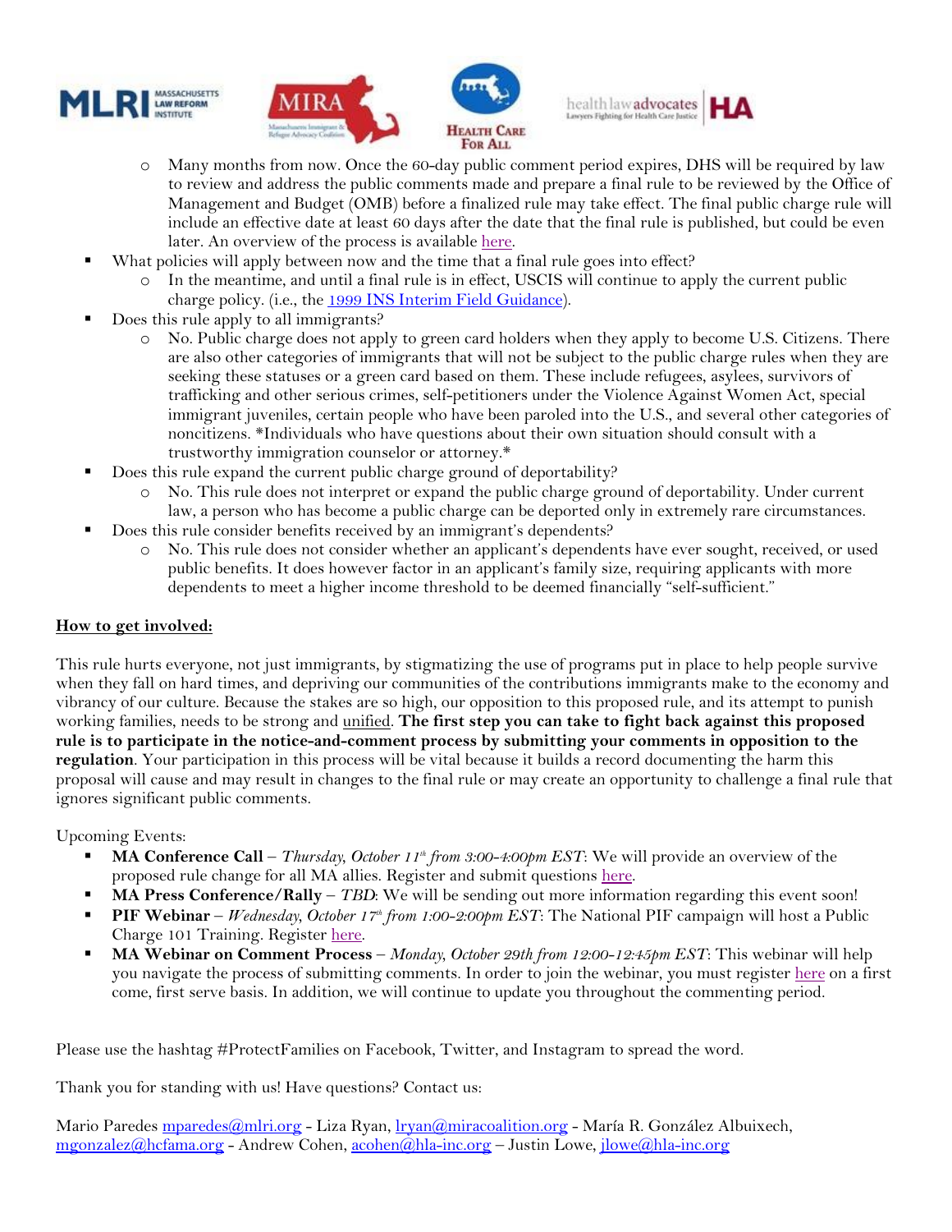- Many months from now. Once the 60-day public comment period expires, DHS will be required by law to review and address the public comments made and prepare a final rule to be reviewed by the Office of Management and Budget (OMB) before a finalized rule may take effect. The final public charge rule will include an effective date at least 60 days after the date that the final rule is published, but could be even later. An overview of the process is available here.
- What policies will apply between now and the time that a final rule goes into effect?
  - In the meantime, and until a final rule is in effect, USCIS will continue to apply the current public charge policy. (i.e., the 1999 INS Interim Field Guidance).
- Does this rule apply to all immigrants?
  - No. Public charge does not apply to green card holders when they apply to become U.S. Citizens. There are also other categories of immigrants that will not be subject to the public charge rules when they are seeking these statuses or a green card based on them. These include refugees, asylees, survivors of trafficking and other serious crimes, self-petitioners under the Violence Against Women Act, special immigrant juveniles, certain people who have been paroled into the U.S., and several other categories of noncitizens. *Individuals who have questions about their own situation should consult with a trustworthy immigration counselor or attorney.*
- Does this rule expand the current public charge ground of deportability?
  - No. This rule does not interpret or expand the public charge ground of deportability. Under current law, a person who has become a public charge can be deported only in extremely rare circumstances.
- Does this rule consider benefits received by an immigrant's dependents?
  - No. This rule does not consider whether an applicant's dependents have ever sought, received, or used public benefits. It does however factor in an applicant's family size, requiring applicants with more dependents to meet a higher income threshold to be deemed financially "self-sufficient."

**How to get involved:**

This rule hurts everyone, not just immigrants, by stigmatizing the use of programs put in place to help people survive when they fall on hard times, and depriving our communities of the contributions immigrants make to the economy and vibrancy of our culture. Because the stakes are so high, our opposition to this proposed rule, and its attempt to punish working families, needs to be strong and unified. **The first step you can take to fight back against this proposed rule is to participate in the notice-and-comment process by submitting your comments in opposition to the regulation**. Your participation in this process will be vital because it builds a record documenting the harm this proposal will cause and may result in changes to the final rule or may create an opportunity to challenge a final rule that ignores significant public comments.

Upcoming Events:

- **MA Conference Call** – *Thursday, October 11th from 3:00-4:00pm EST*: We will provide an overview of the proposed rule change for all MA allies. Register and submit questions here.
- **MA Press Conference/Rally** – *TBD*: We will be sending out more information regarding this event soon!
- **PIF Webinar** – *Wednesday, October 17th from 1:00-2:00pm EST*: The National PIF campaign will host a Public Charge 101 Training. Register here.
- **MA Webinar on Comment Process** – *Monday, October 29th from 12:00-12:45pm EST*: This webinar will help you navigate the process of submitting comments. In order to join the webinar, you must register here on a first come, first serve basis. In addition, we will continue to update you throughout the commenting period.

Please use the hashtag #ProtectFamilies on Facebook, Twitter, and Instagram to spread the word.

Thank you for standing with us! Have questions? Contact us:

Mario Paredes mparedes@mlri.org - Liza Ryan, lryan@miracoalition.org - María R. González Albuixech, mgonzalez@hcfama.org - Andrew Cohen, acohen@hla-inc.org – Justin Lowe, jlowe@hla-inc.org